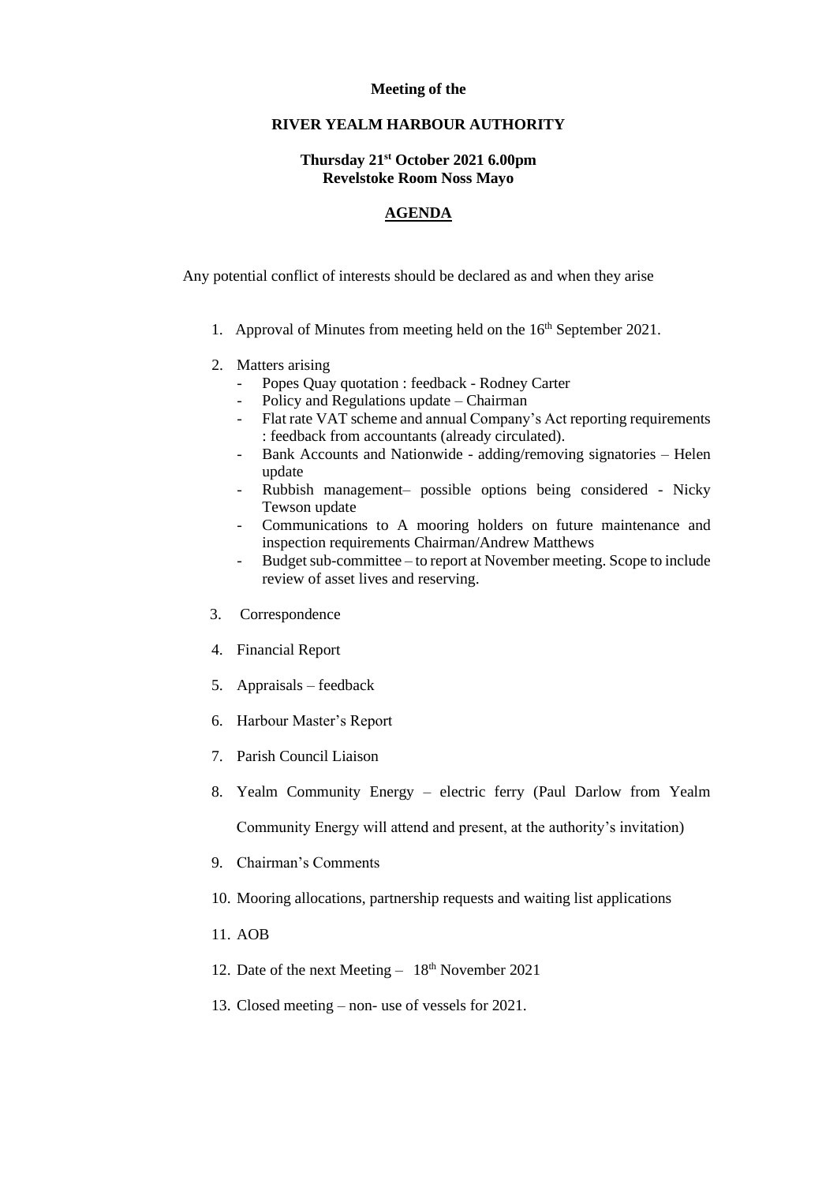**Meeting of the**

**RIVER YEALM HARBOUR AUTHORITY**

**Thursday 21st October 2021 6.00pm**
**Revelstoke Room Noss Mayo**

## AGENDA

Any potential conflict of interests should be declared as and when they arise

1. Approval of Minutes from meeting held on the 16th September 2021.

2. Matters arising
   - Popes Quay quotation : feedback - Rodney Carter
   - Policy and Regulations update – Chairman
   - Flat rate VAT scheme and annual Company's Act reporting requirements : feedback from accountants (already circulated).
   - Bank Accounts and Nationwide - adding/removing signatories – Helen update
   - Rubbish management– possible options being considered - Nicky Tewson update
   - Communications to A mooring holders on future maintenance and inspection requirements Chairman/Andrew Matthews
   - Budget sub-committee – to report at November meeting. Scope to include review of asset lives and reserving.

3. Correspondence

4. Financial Report

5. Appraisals – feedback

6. Harbour Master's Report

7. Parish Council Liaison

8. Yealm Community Energy – electric ferry (Paul Darlow from Yealm Community Energy will attend and present, at the authority's invitation)

9. Chairman's Comments

10. Mooring allocations, partnership requests and waiting list applications

11. AOB

12. Date of the next Meeting – 18th November 2021

13. Closed meeting – non- use of vessels for 2021.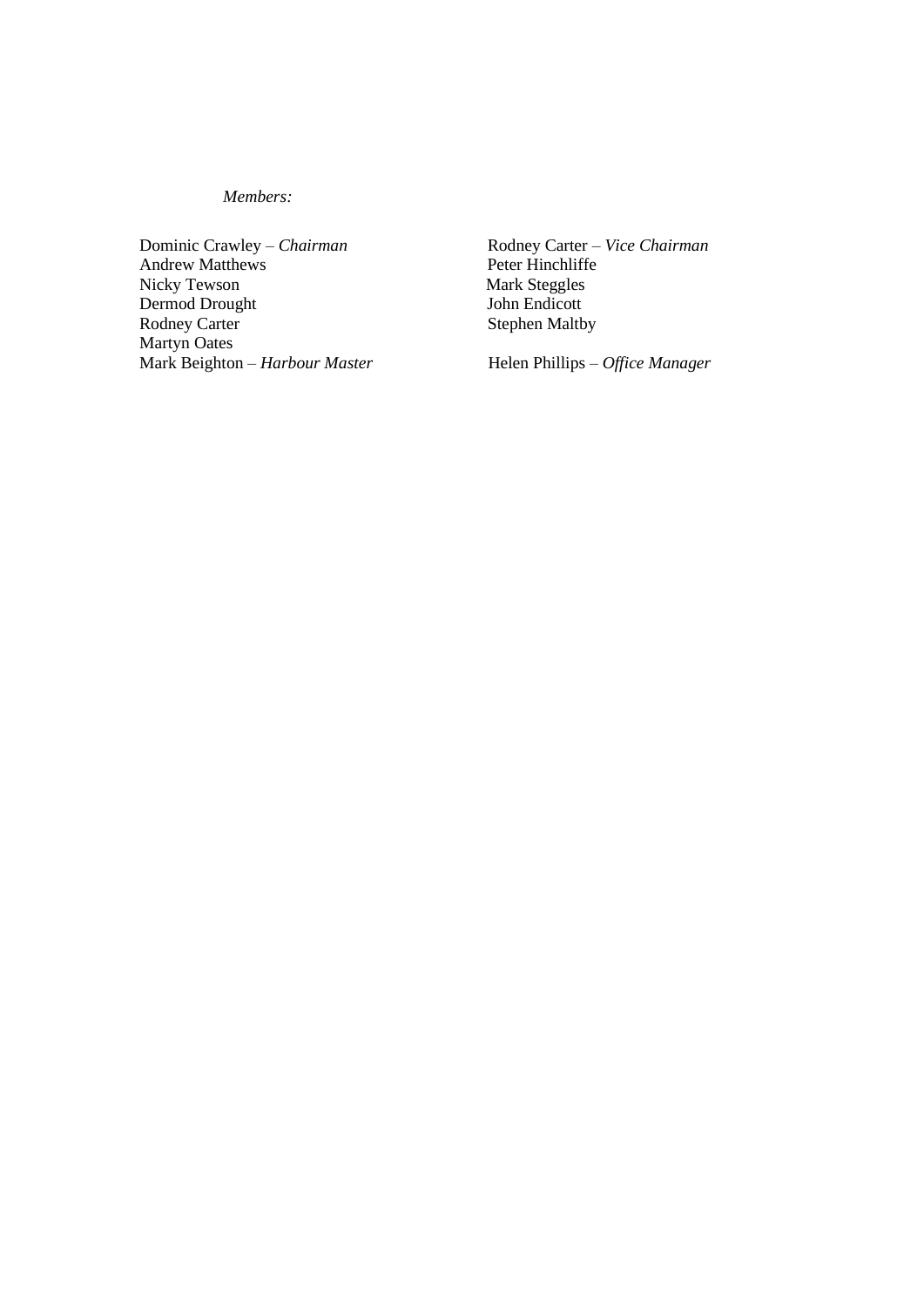*Members:*

Dominic Crawley – *Chairman*
Rodney Carter – *Vice Chairman*
Andrew Matthews
Peter Hinchliffe
Nicky Tewson
Mark Steggles
Dermod Drought
John Endicott
Rodney Carter
Stephen Maltby
Martyn Oates
Mark Beighton – *Harbour Master*
Helen Phillips – *Office Manager*